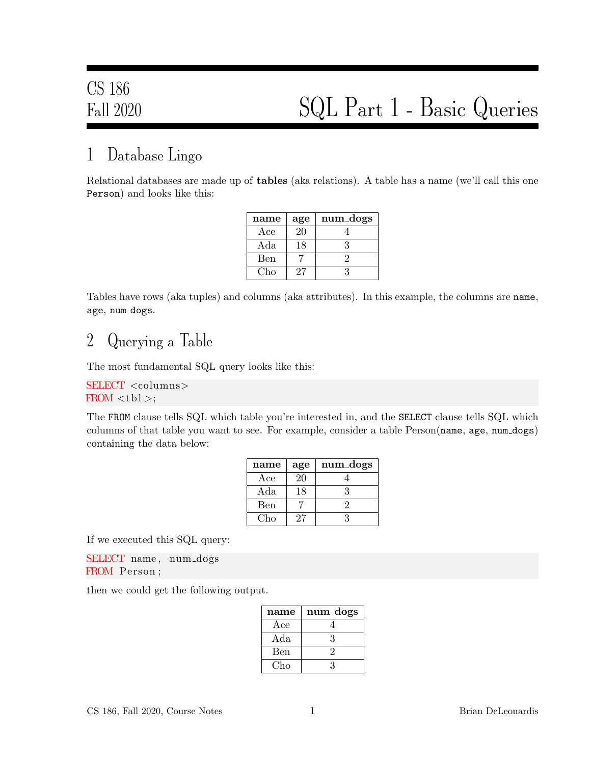CS 186
Fall 2020

# SQL Part 1 - Basic Queries

## 1 Database Lingo

Relational databases are made up of **tables** (aka relations). A table has a name (we'll call this one `Person`) and looks like this:

| name | age | num_dogs |
|---|---|---|
| Ace | 20 | 4 |
| Ada | 18 | 3 |
| Ben | 7 | 2 |
| Cho | 27 | 3 |

Tables have rows (aka tuples) and columns (aka attributes). In this example, the columns are `name`, `age`, `num_dogs`.

## 2 Querying a Table

The most fundamental SQL query looks like this:

```
SELECT <columns>
FROM <tbl>;
```

The `FROM` clause tells SQL which table you're interested in, and the `SELECT` clause tells SQL which columns of that table you want to see. For example, consider a table Person(`name`, `age`, `num_dogs`) containing the data below:

| name | age | num_dogs |
|---|---|---|
| Ace | 20 | 4 |
| Ada | 18 | 3 |
| Ben | 7 | 2 |
| Cho | 27 | 3 |

If we executed this SQL query:

```
SELECT name, num_dogs
FROM Person;
```

then we could get the following output.

| name | num_dogs |
|---|---|
| Ace | 4 |
| Ada | 3 |
| Ben | 2 |
| Cho | 3 |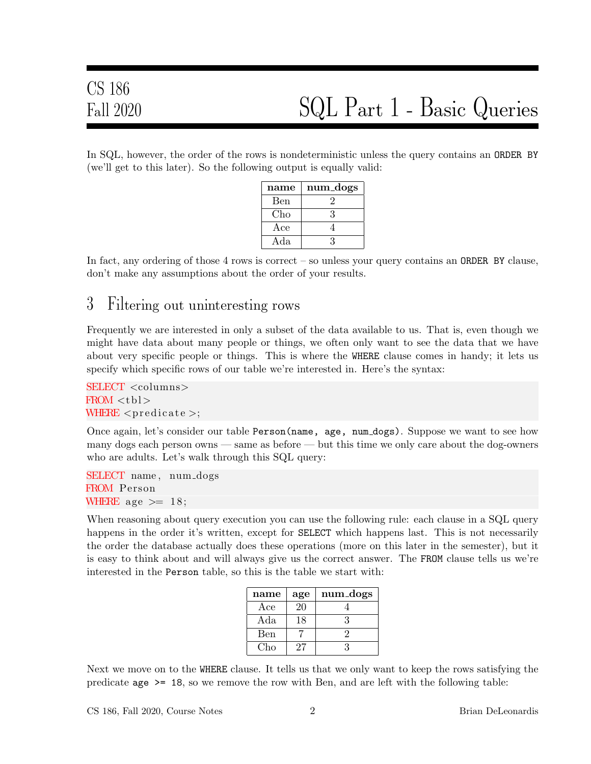In SQL, however, the order of the rows is nondeterministic unless the query contains an `ORDER BY` (we'll get to this later). So the following output is equally valid:

| name | num_dogs |
|---|---|
| Ben | 2 |
| Cho | 3 |
| Ace | 4 |
| Ada | 3 |

In fact, any ordering of those 4 rows is correct – so unless your query contains an `ORDER BY` clause, don't make any assumptions about the order of your results.

## 3 Filtering out uninteresting rows

Frequently we are interested in only a subset of the data available to us. That is, even though we might have data about many people or things, we often only want to see the data that we have about very specific people or things. This is where the `WHERE` clause comes in handy; it lets us specify which specific rows of our table we're interested in. Here's the syntax:

```
SELECT <columns>
FROM <tbl>
WHERE <predicate>;
```

Once again, let's consider our table `Person(name, age, num_dogs)`. Suppose we want to see how many dogs each person owns — same as before — but this time we only care about the dog-owners who are adults. Let's walk through this SQL query:

```
SELECT name, num_dogs
FROM Person
WHERE age >= 18;
```

When reasoning about query execution you can use the following rule: each clause in a SQL query happens in the order it's written, except for `SELECT` which happens last. This is not necessarily the order the database actually does these operations (more on this later in the semester), but it is easy to think about and will always give us the correct answer. The `FROM` clause tells us we're interested in the `Person` table, so this is the table we start with:

| name | age | num_dogs |
|---|---|---|
| Ace | 20 | 4 |
| Ada | 18 | 3 |
| Ben | 7 | 2 |
| Cho | 27 | 3 |

Next we move on to the `WHERE` clause. It tells us that we only want to keep the rows satisfying the predicate `age >= 18`, so we remove the row with Ben, and are left with the following table: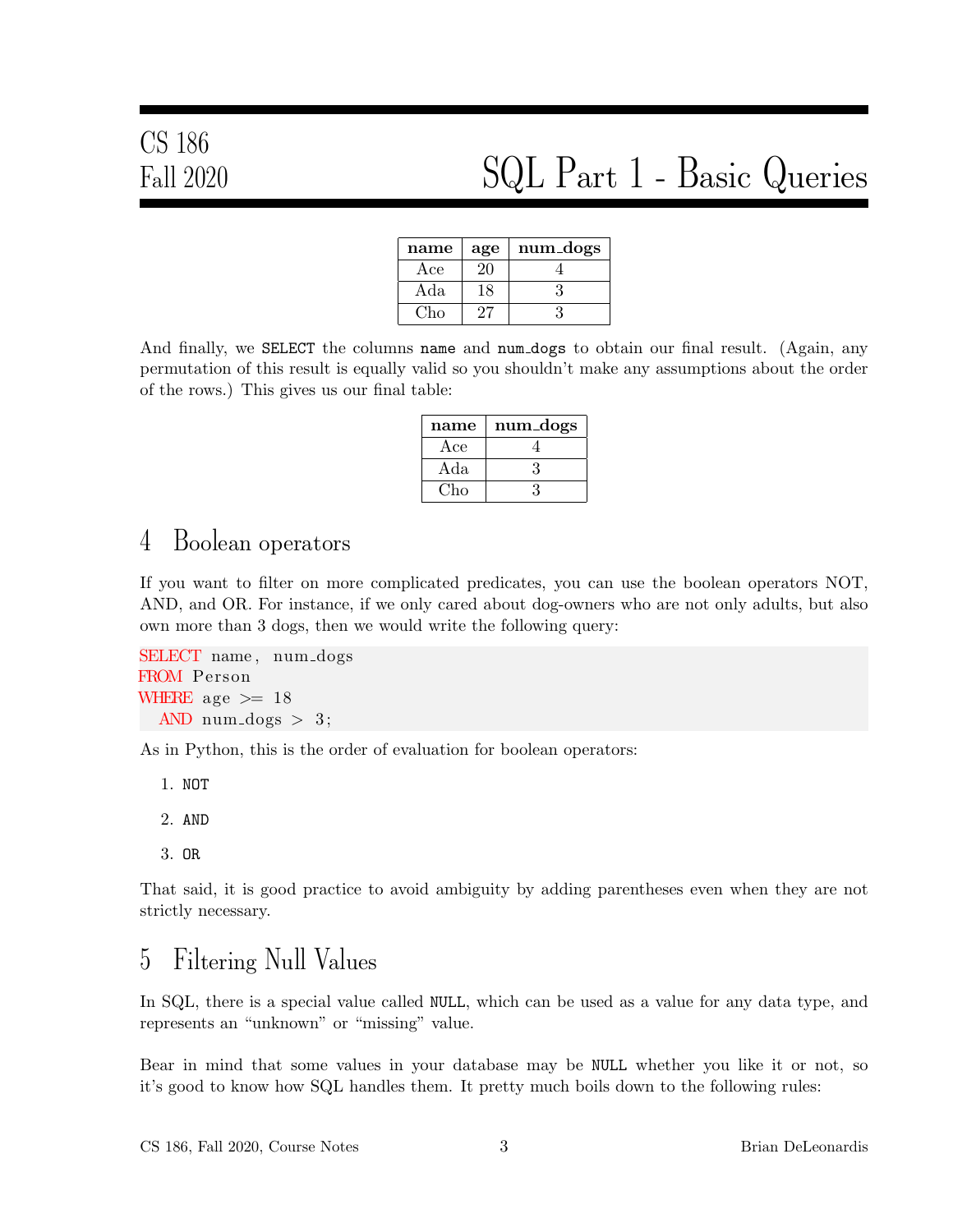| name | age | num_dogs |
| --- | --- | --- |
| Ace | 20 | 4 |
| Ada | 18 | 3 |
| Cho | 27 | 3 |

And finally, we SELECT the columns name and num_dogs to obtain our final result. (Again, any permutation of this result is equally valid so you shouldn't make any assumptions about the order of the rows.) This gives us our final table:

| name | num_dogs |
| --- | --- |
| Ace | 4 |
| Ada | 3 |
| Cho | 3 |

## 4 Boolean operators

If you want to filter on more complicated predicates, you can use the boolean operators NOT, AND, and OR. For instance, if we only cared about dog-owners who are not only adults, but also own more than 3 dogs, then we would write the following query:

```
SELECT name, num_dogs
FROM Person
WHERE age >= 18
  AND num_dogs > 3;
```

As in Python, this is the order of evaluation for boolean operators:

1. NOT
2. AND
3. OR

That said, it is good practice to avoid ambiguity by adding parentheses even when they are not strictly necessary.

## 5 Filtering Null Values

In SQL, there is a special value called NULL, which can be used as a value for any data type, and represents an "unknown" or "missing" value.

Bear in mind that some values in your database may be NULL whether you like it or not, so it's good to know how SQL handles them. It pretty much boils down to the following rules: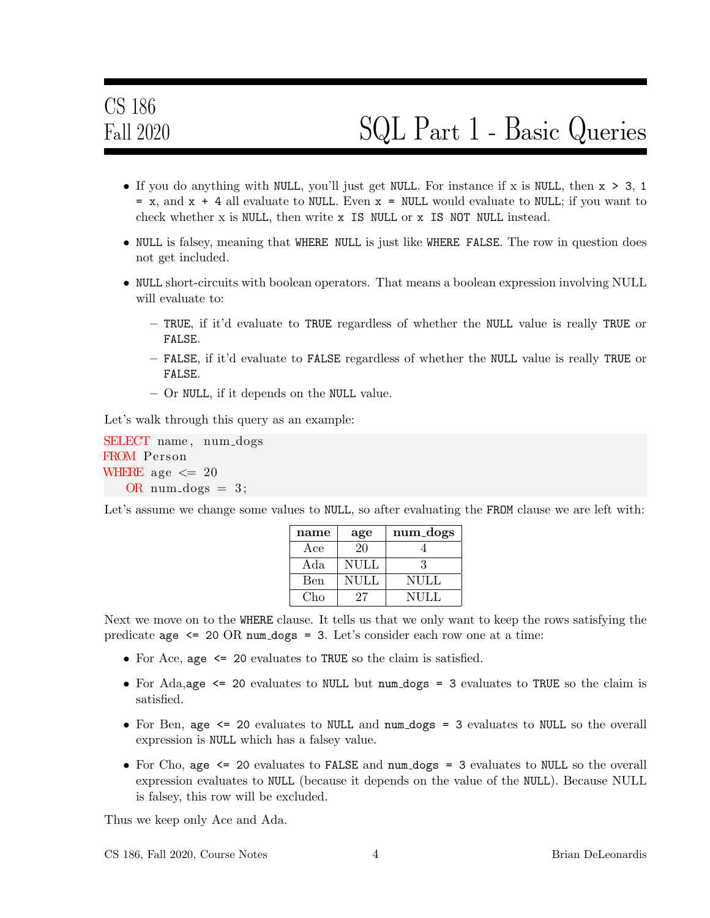- If you do anything with `NULL`, you'll just get `NULL`. For instance if x is `NULL`, then `x > 3`, `1 = x`, and `x + 4` all evaluate to `NULL`. Even `x = NULL` would evaluate to `NULL`; if you want to check whether x is `NULL`, then write `x IS NULL` or `x IS NOT NULL` instead.

- `NULL` is falsey, meaning that `WHERE NULL` is just like `WHERE FALSE`. The row in question does not get included.

- `NULL` short-circuits with boolean operators. That means a boolean expression involving NULL will evaluate to:
  - `TRUE`, if it'd evaluate to `TRUE` regardless of whether the `NULL` value is really `TRUE` or `FALSE`.
  - `FALSE`, if it'd evaluate to `FALSE` regardless of whether the `NULL` value is really `TRUE` or `FALSE`.
  - Or `NULL`, if it depends on the `NULL` value.

Let's walk through this query as an example:

```sql
SELECT name, num_dogs
FROM Person
WHERE age <= 20
   OR num_dogs = 3;
```

Let's assume we change some values to `NULL`, so after evaluating the `FROM` clause we are left with:

| name | age | num_dogs |
|---|---|---|
| Ace | 20 | 4 |
| Ada | NULL | 3 |
| Ben | NULL | NULL |
| Cho | 27 | NULL |

Next we move on to the `WHERE` clause. It tells us that we only want to keep the rows satisfying the predicate `age <= 20` OR `num_dogs = 3`. Let's consider each row one at a time:

- For Ace, `age <= 20` evaluates to `TRUE` so the claim is satisfied.

- For Ada,`age <= 20` evaluates to `NULL` but `num_dogs = 3` evaluates to `TRUE` so the claim is satisfied.

- For Ben, `age <= 20` evaluates to `NULL` and `num_dogs = 3` evaluates to `NULL` so the overall expression is `NULL` which has a falsey value.

- For Cho, `age <= 20` evaluates to `FALSE` and `num_dogs = 3` evaluates to `NULL` so the overall expression evaluates to `NULL` (because it depends on the value of the `NULL`). Because NULL is falsey, this row will be excluded.

Thus we keep only Ace and Ada.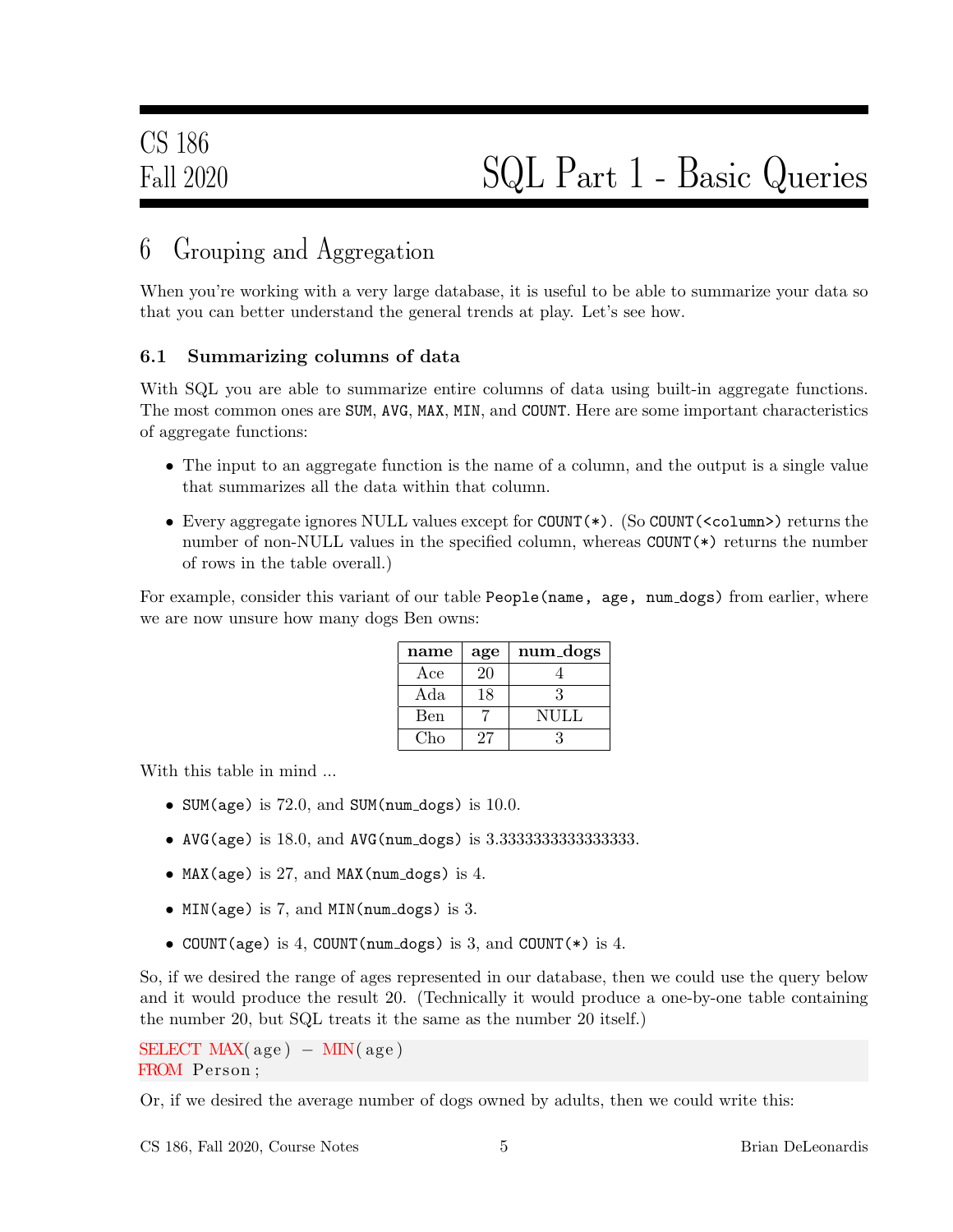## 6 Grouping and Aggregation

When you're working with a very large database, it is useful to be able to summarize your data so that you can better understand the general trends at play. Let's see how.

### 6.1 Summarizing columns of data

With SQL you are able to summarize entire columns of data using built-in aggregate functions. The most common ones are `SUM`, `AVG`, `MAX`, `MIN`, and `COUNT`. Here are some important characteristics of aggregate functions:

- The input to an aggregate function is the name of a column, and the output is a single value that summarizes all the data within that column.
- Every aggregate ignores NULL values except for `COUNT(*)`. (So `COUNT(<column>)` returns the number of non-NULL values in the specified column, whereas `COUNT(*)` returns the number of rows in the table overall.)

For example, consider this variant of our table `People(name, age, num_dogs)` from earlier, where we are now unsure how many dogs Ben owns:

| name | age | num_dogs |
|---|---|---|
| Ace | 20 | 4 |
| Ada | 18 | 3 |
| Ben | 7 | NULL |
| Cho | 27 | 3 |

With this table in mind ...

- `SUM(age)` is 72.0, and `SUM(num_dogs)` is 10.0.
- `AVG(age)` is 18.0, and `AVG(num_dogs)` is 3.3333333333333333.
- `MAX(age)` is 27, and `MAX(num_dogs)` is 4.
- `MIN(age)` is 7, and `MIN(num_dogs)` is 3.
- `COUNT(age)` is 4, `COUNT(num_dogs)` is 3, and `COUNT(*)` is 4.

So, if we desired the range of ages represented in our database, then we could use the query below and it would produce the result 20. (Technically it would produce a one-by-one table containing the number 20, but SQL treats it the same as the number 20 itself.)

```
SELECT MAX(age) - MIN(age)
FROM Person;
```

Or, if we desired the average number of dogs owned by adults, then we could write this: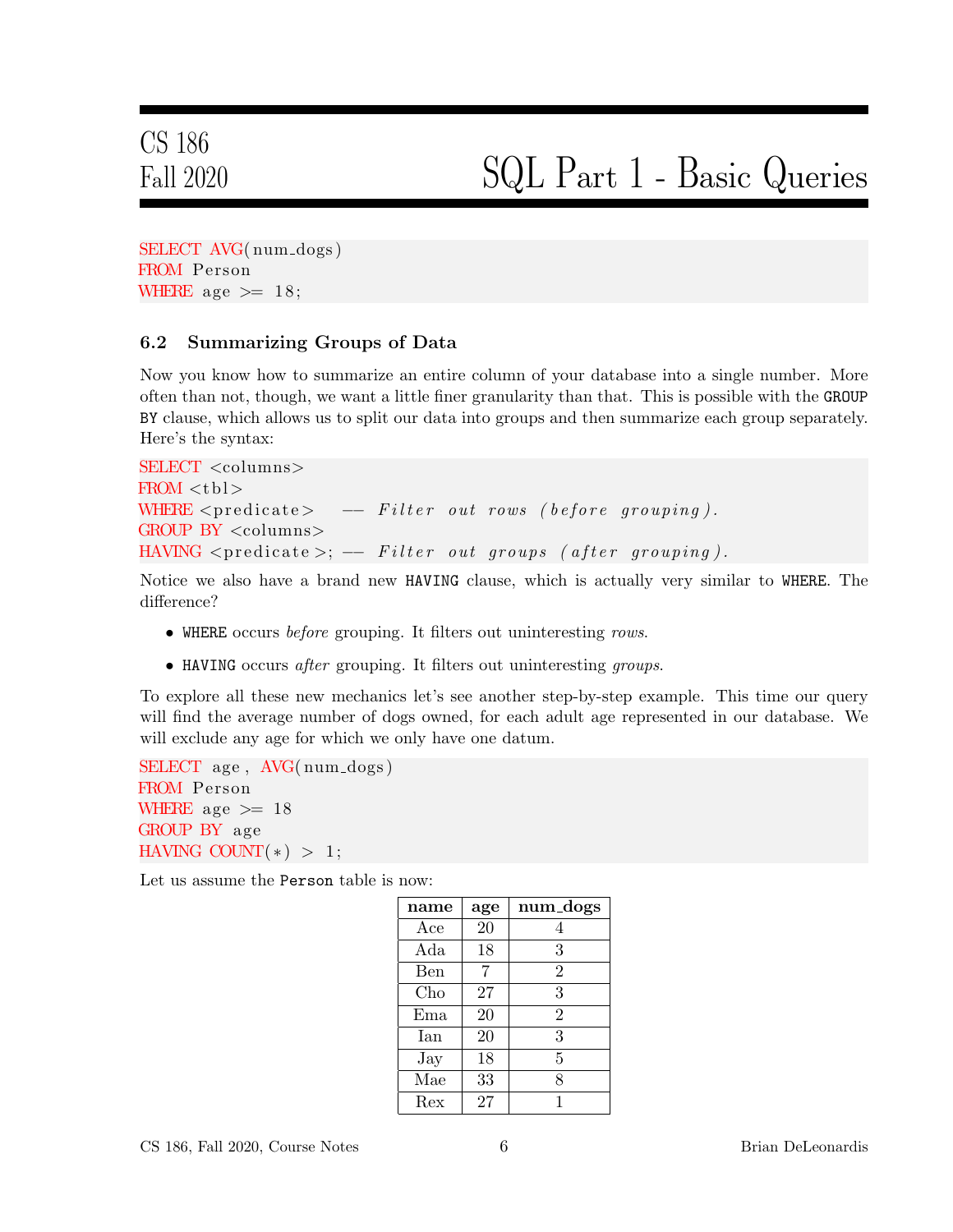```sql
SELECT AVG(num_dogs)
FROM Person
WHERE age >= 18;
```

### 6.2 Summarizing Groups of Data

Now you know how to summarize an entire column of your database into a single number. More often than not, though, we want a little finer granularity than that. This is possible with the `GROUP BY` clause, which allows us to split our data into groups and then summarize each group separately. Here's the syntax:

```sql
SELECT <columns>
FROM <tbl>
WHERE <predicate>    -- Filter out rows (before grouping).
GROUP BY <columns>
HAVING <predicate>; -- Filter out groups (after grouping).
```

Notice we also have a brand new `HAVING` clause, which is actually very similar to `WHERE`. The difference?

- `WHERE` occurs *before* grouping. It filters out uninteresting *rows*.
- `HAVING` occurs *after* grouping. It filters out uninteresting *groups*.

To explore all these new mechanics let's see another step-by-step example. This time our query will find the average number of dogs owned, for each adult age represented in our database. We will exclude any age for which we only have one datum.

```sql
SELECT age, AVG(num_dogs)
FROM Person
WHERE age >= 18
GROUP BY age
HAVING COUNT(*) > 1;
```

Let us assume the `Person` table is now:

| name | age | num_dogs |
|---|---|---|
| Ace | 20 | 4 |
| Ada | 18 | 3 |
| Ben | 7 | 2 |
| Cho | 27 | 3 |
| Ema | 20 | 2 |
| Ian | 20 | 3 |
| Jay | 18 | 5 |
| Mae | 33 | 8 |
| Rex | 27 | 1 |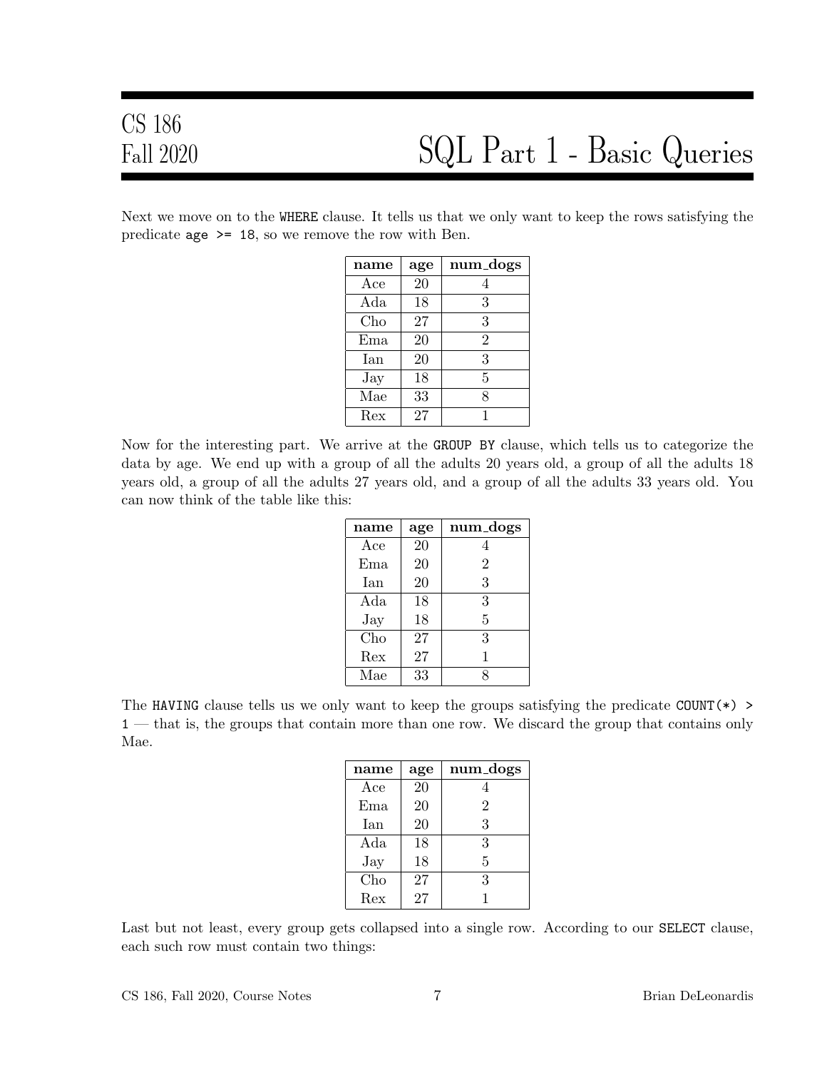Next we move on to the `WHERE` clause. It tells us that we only want to keep the rows satisfying the predicate `age >= 18`, so we remove the row with Ben.

| name | age | num_dogs |
|---|---|---|
| Ace | 20 | 4 |
| Ada | 18 | 3 |
| Cho | 27 | 3 |
| Ema | 20 | 2 |
| Ian | 20 | 3 |
| Jay | 18 | 5 |
| Mae | 33 | 8 |
| Rex | 27 | 1 |

Now for the interesting part. We arrive at the `GROUP BY` clause, which tells us to categorize the data by age. We end up with a group of all the adults 20 years old, a group of all the adults 18 years old, a group of all the adults 27 years old, and a group of all the adults 33 years old. You can now think of the table like this:

| name | age | num_dogs |
|---|---|---|
| Ace | 20 | 4 |
| Ema | 20 | 2 |
| Ian | 20 | 3 |
| Ada | 18 | 3 |
| Jay | 18 | 5 |
| Cho | 27 | 3 |
| Rex | 27 | 1 |
| Mae | 33 | 8 |

The `HAVING` clause tells us we only want to keep the groups satisfying the predicate `COUNT(*) > 1` — that is, the groups that contain more than one row. We discard the group that contains only Mae.

| name | age | num_dogs |
|---|---|---|
| Ace | 20 | 4 |
| Ema | 20 | 2 |
| Ian | 20 | 3 |
| Ada | 18 | 3 |
| Jay | 18 | 5 |
| Cho | 27 | 3 |
| Rex | 27 | 1 |

Last but not least, every group gets collapsed into a single row. According to our `SELECT` clause, each such row must contain two things: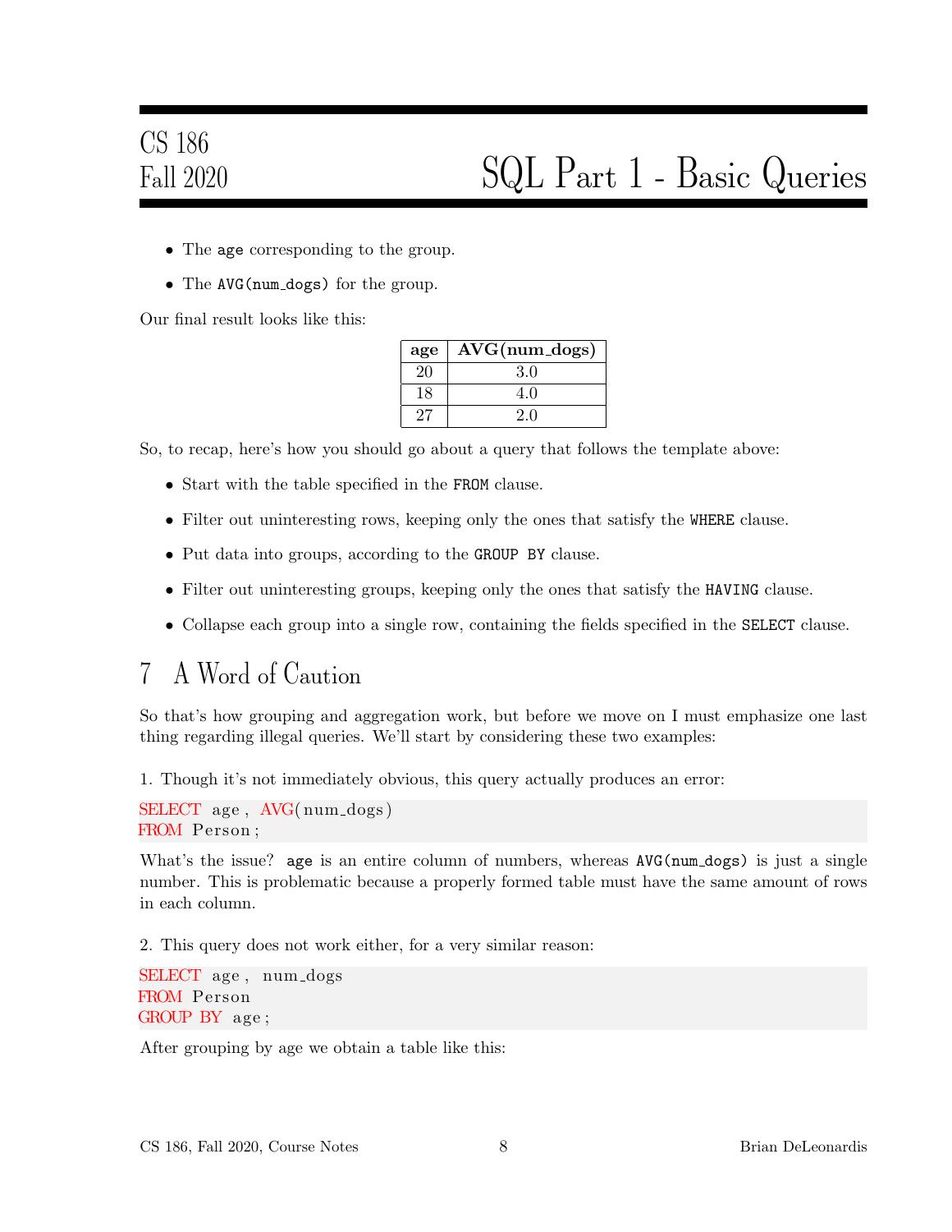- The `age` corresponding to the group.
- The `AVG(num_dogs)` for the group.

Our final result looks like this:

| age | AVG(num_dogs) |
|---|---|
| 20 | 3.0 |
| 18 | 4.0 |
| 27 | 2.0 |

So, to recap, here's how you should go about a query that follows the template above:

- Start with the table specified in the `FROM` clause.
- Filter out uninteresting rows, keeping only the ones that satisfy the `WHERE` clause.
- Put data into groups, according to the `GROUP BY` clause.
- Filter out uninteresting groups, keeping only the ones that satisfy the `HAVING` clause.
- Collapse each group into a single row, containing the fields specified in the `SELECT` clause.

# 7 A Word of Caution

So that's how grouping and aggregation work, but before we move on I must emphasize one last thing regarding illegal queries. We'll start by considering these two examples:

1. Though it's not immediately obvious, this query actually produces an error:

```sql
SELECT age, AVG(num_dogs)
FROM Person;
```

What's the issue? `age` is an entire column of numbers, whereas `AVG(num_dogs)` is just a single number. This is problematic because a properly formed table must have the same amount of rows in each column.

2. This query does not work either, for a very similar reason:

```sql
SELECT age, num_dogs
FROM Person
GROUP BY age;
```

After grouping by age we obtain a table like this: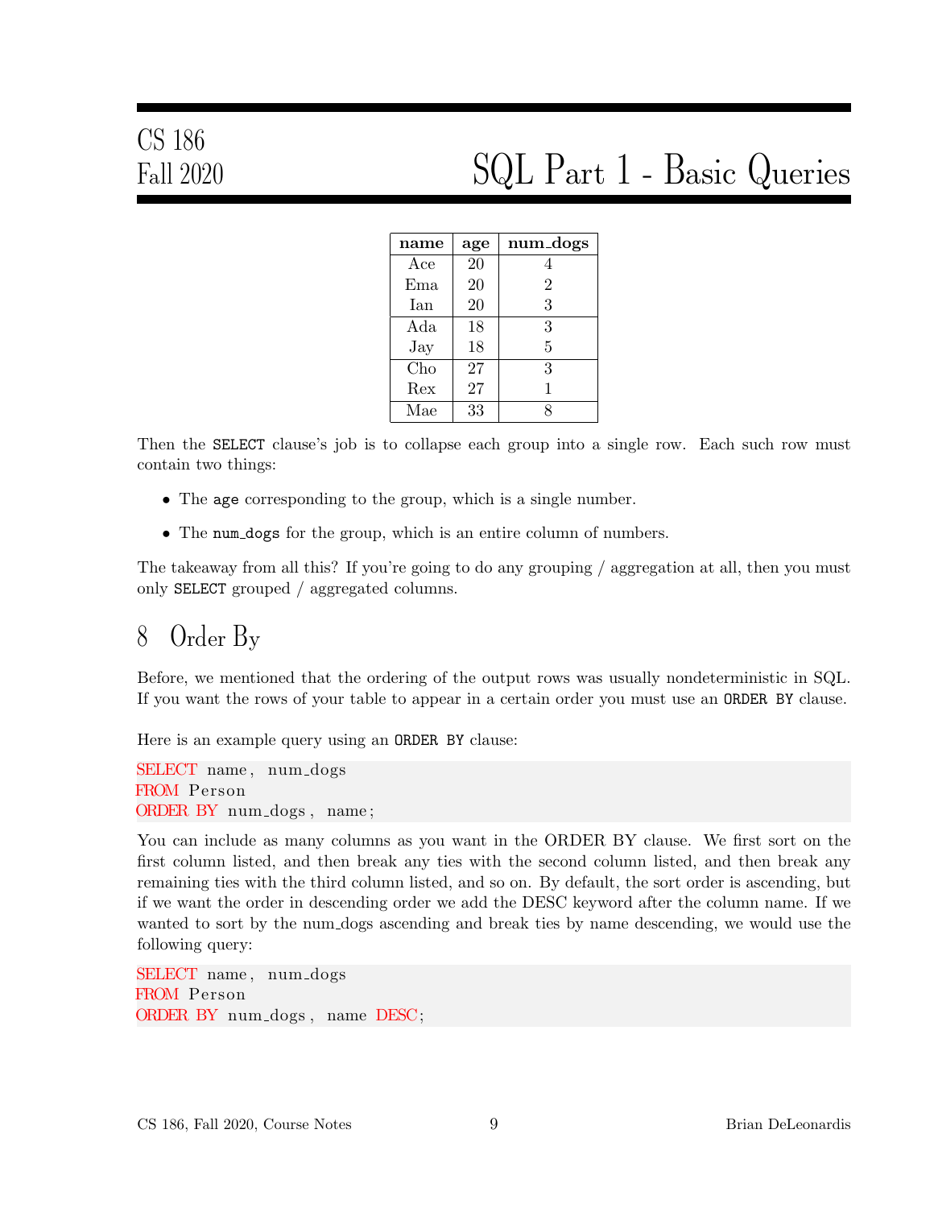| name | age | num_dogs |
|---|---|---|
| Ace | 20 | 4 |
| Ema | 20 | 2 |
| Ian | 20 | 3 |
| Ada | 18 | 3 |
| Jay | 18 | 5 |
| Cho | 27 | 3 |
| Rex | 27 | 1 |
| Mae | 33 | 8 |

Then the `SELECT` clause's job is to collapse each group into a single row. Each such row must contain two things:

- The `age` corresponding to the group, which is a single number.
- The `num_dogs` for the group, which is an entire column of numbers.

The takeaway from all this? If you're going to do any grouping / aggregation at all, then you must only `SELECT` grouped / aggregated columns.

## 8 Order By

Before, we mentioned that the ordering of the output rows was usually nondeterministic in SQL. If you want the rows of your table to appear in a certain order you must use an `ORDER BY` clause.

Here is an example query using an `ORDER BY` clause:

```
SELECT name, num_dogs
FROM Person
ORDER BY num_dogs, name;
```

You can include as many columns as you want in the ORDER BY clause. We first sort on the first column listed, and then break any ties with the second column listed, and then break any remaining ties with the third column listed, and so on. By default, the sort order is ascending, but if we want the order in descending order we add the DESC keyword after the column name. If we wanted to sort by the num_dogs ascending and break ties by name descending, we would use the following query:

```
SELECT name, num_dogs
FROM Person
ORDER BY num_dogs, name DESC;
```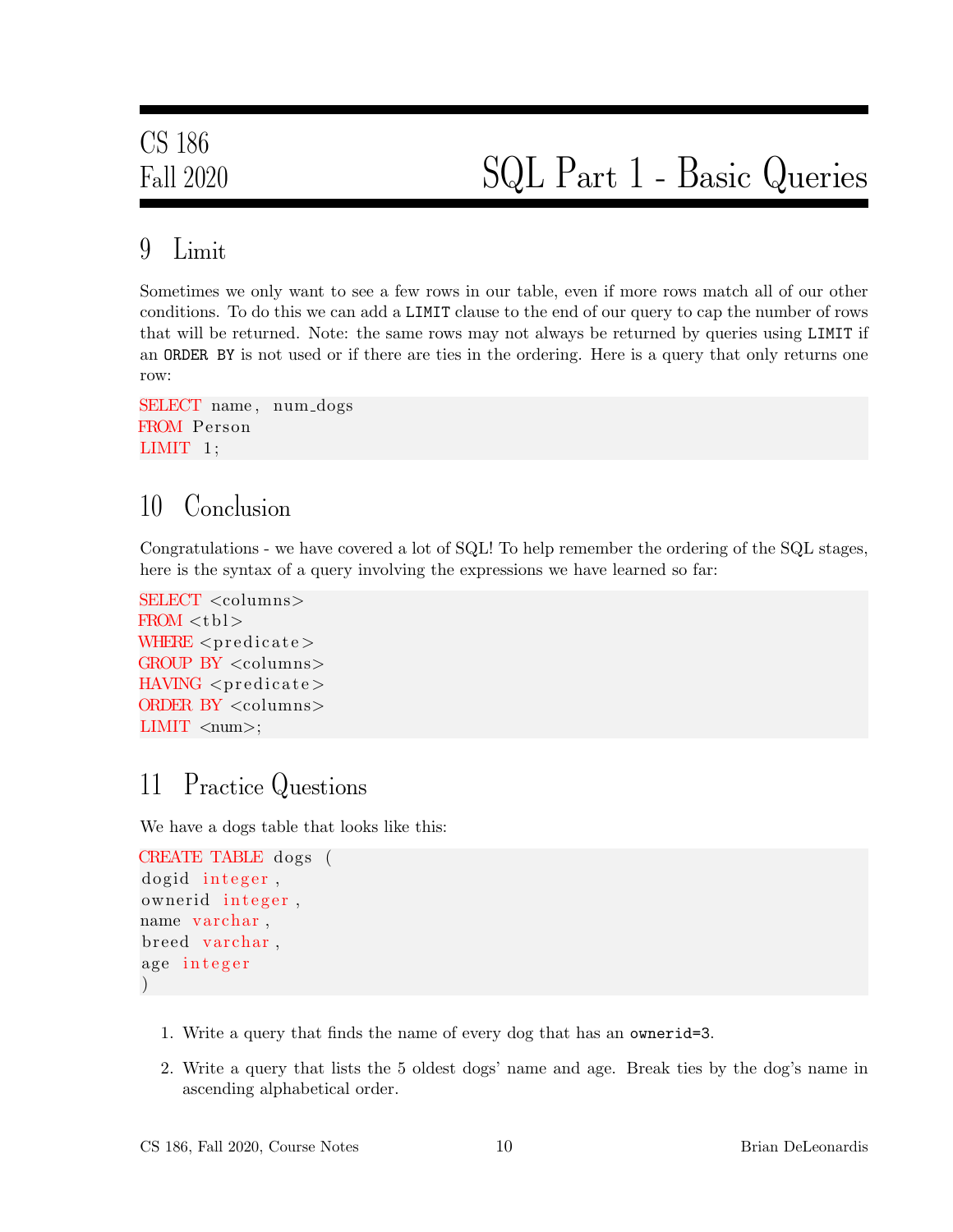## 9 Limit

Sometimes we only want to see a few rows in our table, even if more rows match all of our other conditions. To do this we can add a `LIMIT` clause to the end of our query to cap the number of rows that will be returned. Note: the same rows may not always be returned by queries using `LIMIT` if an `ORDER BY` is not used or if there are ties in the ordering. Here is a query that only returns one row:

```
SELECT name, num_dogs
FROM Person
LIMIT 1;
```

## 10 Conclusion

Congratulations - we have covered a lot of SQL! To help remember the ordering of the SQL stages, here is the syntax of a query involving the expressions we have learned so far:

```
SELECT <columns>
FROM <tbl>
WHERE <predicate>
GROUP BY <columns>
HAVING <predicate>
ORDER BY <columns>
LIMIT <num>;
```

## 11 Practice Questions

We have a dogs table that looks like this:

```
CREATE TABLE dogs (
dogid integer,
ownerid integer,
name varchar,
breed varchar,
age integer
)
```

1. Write a query that finds the name of every dog that has an `ownerid=3`.
2. Write a query that lists the 5 oldest dogs' name and age. Break ties by the dog's name in ascending alphabetical order.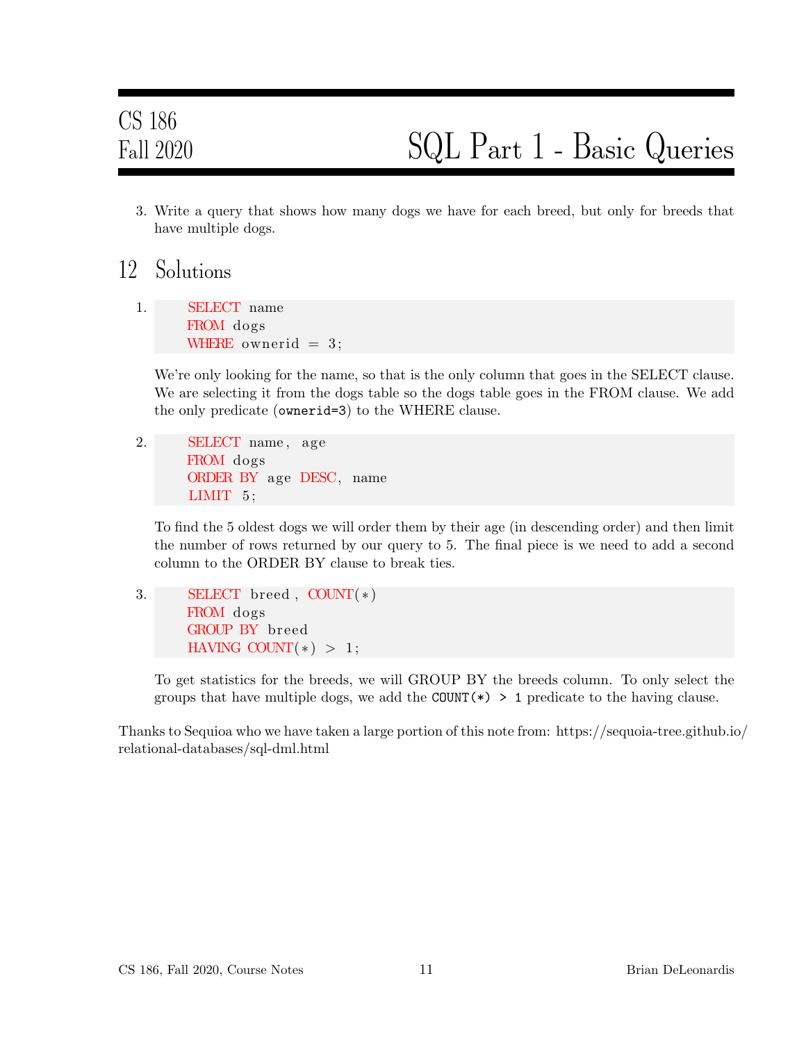3. Write a query that shows how many dogs we have for each breed, but only for breeds that have multiple dogs.

## 12 Solutions

1. 
```
SELECT name
FROM dogs
WHERE ownerid = 3;
```

   We're only looking for the name, so that is the only column that goes in the SELECT clause. We are selecting it from the dogs table so the dogs table goes in the FROM clause. We add the only predicate (`ownerid=3`) to the WHERE clause.

2. 
```
SELECT name, age
FROM dogs
ORDER BY age DESC, name
LIMIT 5;
```

   To find the 5 oldest dogs we will order them by their age (in descending order) and then limit the number of rows returned by our query to 5. The final piece is we need to add a second column to the ORDER BY clause to break ties.

3. 
```
SELECT breed, COUNT(*)
FROM dogs
GROUP BY breed
HAVING COUNT(*) > 1;
```

   To get statistics for the breeds, we will GROUP BY the breeds column. To only select the groups that have multiple dogs, we add the `COUNT(*) > 1` predicate to the having clause.

Thanks to Sequioa who we have taken a large portion of this note from: https://sequoia-tree.github.io/relational-databases/sql-dml.html